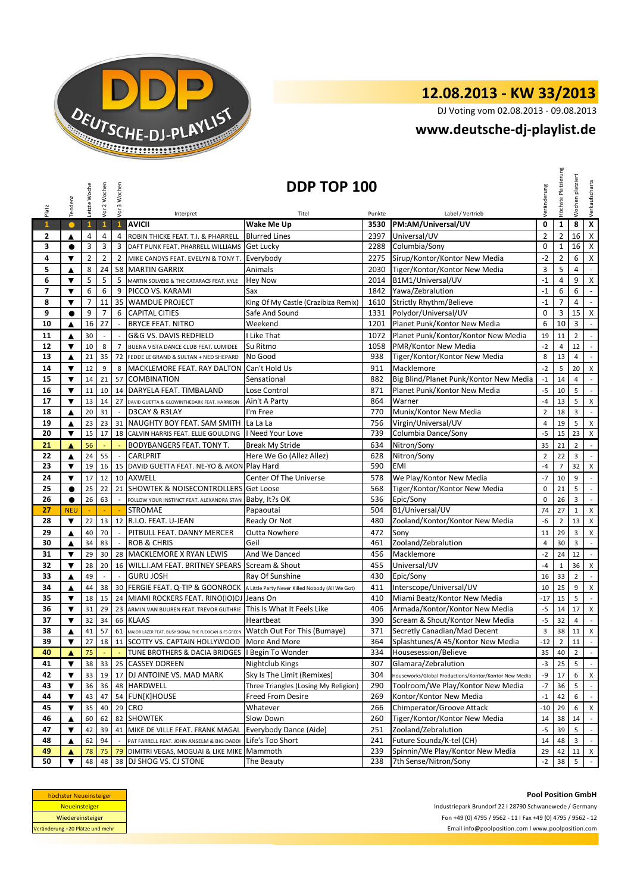# 12.08.2013 - KW 33/2013

DJ Voting vom 02.08.2013 - 09.08.2013

**www.deutsche-dj-playlist.de**

## DDP TOP 100

| Platz | Tendenz | Letzte Woche | Vor 2 Wochen | Vor 3 Wochen | Interpret | Titel | Punkte | Label / Vertrieb | Veränderung | Höchste Platzierung | Wochen platziert | Verkaufscharts |
|---|---|---|---|---|---|---|---|---|---|---|---|---|
| 1 | ● | 1 | 1 | 1 | AVICII | Wake Me Up | 3530 | PM:AM/Universal/UV | 0 | 1 | 8 | X |
| 2 | ▲ | 4 | 4 | 4 | ROBIN THICKE FEAT. T.I. & PHARRELL | Blurred Lines | 2397 | Universal/UV | 2 | 2 | 16 | X |
| 3 | ● | 3 | 3 | 3 | DAFT PUNK FEAT. PHARRELL WILLIAMS | Get Lucky | 2288 | Columbia/Sony | 0 | 1 | 16 | X |
| 4 | ▼ | 2 | 2 | 2 | MIKE CANDYS FEAT. EVELYN & TONY T. | Everybody | 2275 | Sirup/Kontor/Kontor New Media | -2 | 2 | 6 | X |
| 5 | ▲ | 8 | 24 | 58 | MARTIN GARRIX | Animals | 2030 | Tiger/Kontor/Kontor New Media | 3 | 5 | 4 | - |
| 6 | ▼ | 5 | 5 | 5 | MARTIN SOLVEIG & THE CATARACS FEAT. KYLE | Hey Now | 2014 | B1M1/Universal/UV | -1 | 4 | 9 | X |
| 7 | ▼ | 6 | 6 | 9 | PICCO VS. KARAMI | Sax | 1842 | Yawa/Zebralution | -1 | 6 | 6 | - |
| 8 | ▼ | 7 | 11 | 35 | WAMDUE PROJECT | King Of My Castle (Crazibiza Remix) | 1610 | Strictly Rhythm/Believe | -1 | 7 | 4 | - |
| 9 | ● | 9 | 7 | 6 | CAPITAL CITIES | Safe And Sound | 1331 | Polydor/Universal/UV | 0 | 3 | 15 | X |
| 10 | ▲ | 16 | 27 | - | BRYCE FEAT. NITRO | Weekend | 1201 | Planet Punk/Kontor New Media | 6 | 10 | 3 | - |
| 11 | ▲ | 30 | - | - | G&G VS. DAVIS REDFIELD | I Like That | 1072 | Planet Punk/Kontor/Kontor New Media | 19 | 11 | 2 | - |
| 12 | ▼ | 10 | 8 | 7 | BUENA VISTA DANCE CLUB FEAT. LUMIDEE | Su Ritmo | 1058 | PMR/Kontor New Media | -2 | 4 | 12 | - |
| 13 | ▲ | 21 | 35 | 72 | FEDDE LE GRAND & SULTAN + NED SHEPARD | No Good | 938 | Tiger/Kontor/Kontor New Media | 8 | 13 | 4 | - |
| 14 | ▼ | 12 | 9 | 8 | MACKLEMORE FEAT. RAY DALTON | Can't Hold Us | 911 | Macklemore | -2 | 5 | 20 | X |
| 15 | ▼ | 14 | 21 | 57 | COMBINATION | Sensational | 882 | Big Blind/Planet Punk/Kontor New Media | -1 | 14 | 4 | - |
| 16 | ▼ | 11 | 10 | 14 | DARYELA FEAT. TIMBALAND | Lose Control | 871 | Planet Punk/Kontor New Media | -5 | 10 | 5 | - |
| 17 | ▼ | 13 | 14 | 27 | DAVID GUETTA & GLOWINTHEDARK FEAT. HARRISON | Ain't A Party | 864 | Warner | -4 | 13 | 5 | X |
| 18 | ▲ | 20 | 31 | - | D3CAY & R3LAY | I'm Free | 770 | Munix/Kontor New Media | 2 | 18 | 3 | - |
| 19 | ▲ | 23 | 23 | 31 | NAUGHTY BOY FEAT. SAM SMITH | La La La | 756 | Virgin/Universal/UV | 4 | 19 | 5 | X |
| 20 | ▼ | 15 | 17 | 18 | CALVIN HARRIS FEAT. ELLIE GOULDING | I Need Your Love | 739 | Columbia Dance/Sony | -5 | 15 | 23 | X |
| 21 | ▲ | 56 | - | - | BODYBANGERS FEAT. TONY T. | Break My Stride | 634 | Nitron/Sony | 35 | 21 | 2 | - |
| 22 | ▲ | 24 | 55 | - | CARLPRIT | Here We Go (Allez Allez) | 628 | Nitron/Sony | 2 | 22 | 3 | - |
| 23 | ▼ | 19 | 16 | 15 | DAVID GUETTA FEAT. NE-YO & AKON | Play Hard | 590 | EMI | -4 | 7 | 32 | X |
| 24 | ▼ | 17 | 12 | 10 | AXWELL | Center Of The Universe | 578 | We Play/Kontor New Media | -7 | 10 | 9 | - |
| 25 | ● | 25 | 22 | 21 | SHOWTEK & NOISECONTROLLERS | Get Loose | 568 | Tiger/Kontor/Kontor New Media | 0 | 21 | 5 | - |
| 26 | ● | 26 | 63 | - | FOLLOW YOUR INSTINCT FEAT. ALEXANDRA STAN | Baby, It's OK | 536 | Epic/Sony | 0 | 26 | 3 | - |
| 27 | NEU | - | - | - | STROMAE | Papaoutai | 504 | B1/Universal/UV | 74 | 27 | 1 | X |
| 28 | ▼ | 22 | 13 | 12 | R.I.O. FEAT. U-JEAN | Ready Or Not | 480 | Zooland/Kontor/Kontor New Media | -6 | 2 | 13 | X |
| 29 | ▲ | 40 | 70 | - | PITBULL FEAT. DANNY MERCER | Outta Nowhere | 472 | Sony | 11 | 29 | 3 | X |
| 30 | ▲ | 34 | 83 | - | ROB & CHRIS | Geil | 461 | Zooland/Zebralution | 4 | 30 | 3 | - |
| 31 | ▼ | 29 | 30 | 28 | MACKLEMORE X RYAN LEWIS | And We Danced | 456 | Macklemore | -2 | 24 | 12 | - |
| 32 | ▼ | 28 | 20 | 16 | WILL.I.AM FEAT. BRITNEY SPEARS | Scream & Shout | 455 | Universal/UV | -4 | 1 | 36 | X |
| 33 | ▲ | 49 | - | - | GURU JOSH | Ray Of Sunshine | 430 | Epic/Sony | 16 | 33 | 2 | - |
| 34 | ▲ | 44 | 38 | 30 | FERGIE FEAT. Q-TIP & GOONROCK | A Little Party Never Killed Nobody (All We Got) | 411 | Interscope/Universal/UV | 10 | 25 | 9 | X |
| 35 | ▼ | 18 | 15 | 24 | MIAMI ROCKERS FEAT. RINO(IO)DJ | Jeans On | 410 | Miami Beatz/Kontor New Media | -17 | 15 | 5 | - |
| 36 | ▼ | 31 | 29 | 23 | ARMIN VAN BUUREN FEAT. TREVOR GUTHRIE | This Is What It Feels Like | 406 | Armada/Kontor/Kontor New Media | -5 | 14 | 17 | X |
| 37 | ▼ | 32 | 34 | 66 | KLAAS | Heartbeat | 390 | Scream & Shout/Kontor New Media | -5 | 32 | 4 | - |
| 38 | ▲ | 41 | 57 | 61 | MAJOR LAZER FEAT. BUSY SIGNAL THE FLEXICAN & FS GREEN | Watch Out For This (Bumaye) | 371 | Secretly Canadian/Mad Decent | 3 | 38 | 11 | X |
| 39 | ▼ | 27 | 18 | 11 | SCOTTY VS. CAPTAIN HOLLYWOOD | More And More | 364 | Splashtunes/A 45/Kontor New Media | -12 | 2 | 11 | - |
| 40 | ▲ | 75 | - | - | TUNE BROTHERS & DACIA BRIDGES | I Begin To Wonder | 334 | Housesession/Believe | 35 | 40 | 2 | - |
| 41 | ▼ | 38 | 33 | 25 | CASSEY DOREEN | Nightclub Kings | 307 | Glamara/Zebralution | -3 | 25 | 5 | - |
| 42 | ▼ | 33 | 19 | 17 | DJ ANTOINE VS. MAD MARK | Sky Is The Limit (Remixes) | 304 | Houseworks/Global Productions/Kontor/Kontor New Media | -9 | 17 | 6 | X |
| 43 | ▼ | 36 | 36 | 48 | HARDWELL | Three Triangles (Losing My Religion) | 290 | Toolroom/We Play/Kontor New Media | -7 | 36 | 5 | - |
| 44 | ▼ | 43 | 47 | 54 | FUN[K]HOUSE | Freed From Desire | 269 | Kontor/Kontor New Media | -1 | 42 | 6 | - |
| 45 | ▼ | 35 | 40 | 29 | CRO | Whatever | 266 | Chimperator/Groove Attack | -10 | 29 | 6 | X |
| 46 | ▲ | 60 | 62 | 82 | SHOWTEK | Slow Down | 260 | Tiger/Kontor/Kontor New Media | 14 | 38 | 14 | - |
| 47 | ▼ | 42 | 39 | 41 | MIKE DE VILLE FEAT. FRANK MAGAL | Everybody Dance (Aide) | 251 | Zooland/Zebralution | -5 | 39 | 5 | - |
| 48 | ▲ | 62 | 94 | - | PAT FARRELL FEAT. JOHN ANSELM & BIG DADDI | Life's Too Short | 241 | Future Soundz/K-tel (CH) | 14 | 48 | 3 | - |
| 49 | ▲ | 78 | 75 | 79 | DIMITRI VEGAS, MOGUAI & LIKE MIKE | Mammoth | 239 | Spinnin/We Play/Kontor New Media | 29 | 42 | 11 | X |
| 50 | ▼ | 48 | 48 | 38 | DJ SHOG VS. CJ STONE | The Beauty | 238 | 7th Sense/Nitron/Sony | -2 | 38 | 5 | - |

| Legende |
|---|
| höchster Neueinsteiger |
| Neueinsteiger |
| Wiedereinsteiger |
| Veränderung +20 Plätze und mehr |

**Pool Position GmbH**

Industriepark Brundorf 22 I 28790 Schwanewede / Germany

Fon +49 (0) 4795 / 9562 - 11 I Fax +49 (0) 4795 / 9562 - 12

Email info@poolposition.com I www.poolposition.com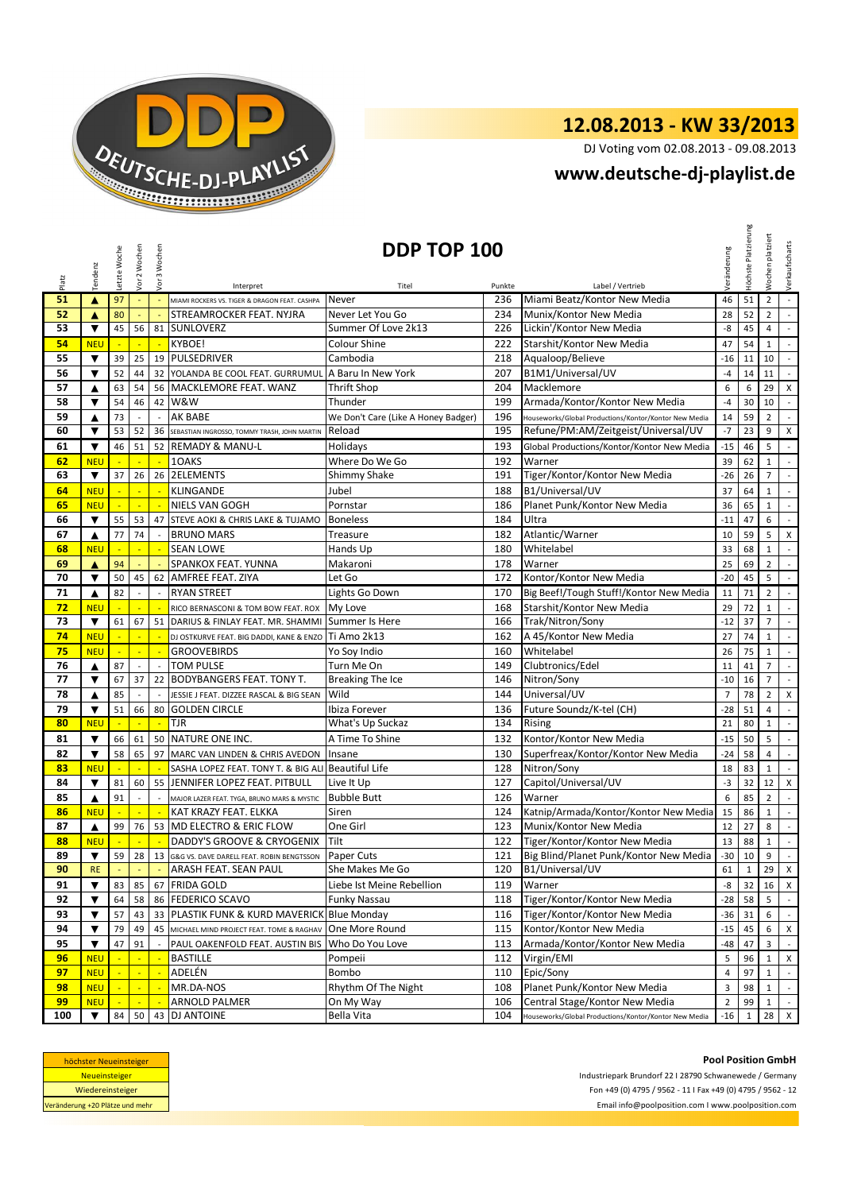# 12.08.2013 - KW 33/2013

DJ Voting vom 02.08.2013 - 09.08.2013

## www.deutsche-dj-playlist.de

## DDP TOP 100

| Platz | Tendenz | Letzte Woche | Vor 2 Wochen | Vor 3 Wochen | Interpret | Titel | Punkte | Label / Vertrieb | Veränderung | Höchste Platzierung | Wochen platziert | Verkaufscharts |
|---|---|---|---|---|---|---|---|---|---|---|---|---|
| 51 | ▲ | 97 | - | - | MIAMI ROCKERS VS. TIGER & DRAGON FEAT. CASHPA | Never | 236 | Miami Beatz/Kontor New Media | 46 | 51 | 2 | - |
| 52 | ▲ | 80 | - | - | STREAMROCKER FEAT. NYJRA | Never Let You Go | 234 | Munix/Kontor New Media | 28 | 52 | 2 | - |
| 53 | ▼ | 45 | 56 | 81 | SUNLOVERZ | Summer Of Love 2k13 | 226 | Lickin'/Kontor New Media | -8 | 45 | 4 | - |
| 54 | NEU | - | - | - | KYBOE! | Colour Shine | 222 | Starshit/Kontor New Media | 47 | 54 | 1 | - |
| 55 | ▼ | 39 | 25 | 19 | PULSEDRIVER | Cambodia | 218 | Aqualoop/Believe | -16 | 11 | 10 | - |
| 56 | ▼ | 52 | 44 | 32 | YOLANDA BE COOL FEAT. GURRUMUL | A Baru In New York | 207 | B1M1/Universal/UV | -4 | 14 | 11 | - |
| 57 | ▲ | 63 | 54 | 56 | MACKLEMORE FEAT. WANZ | Thrift Shop | 204 | Macklemore | 6 | 6 | 29 | X |
| 58 | ▼ | 54 | 46 | 42 | W&W | Thunder | 199 | Armada/Kontor/Kontor New Media | -4 | 30 | 10 | - |
| 59 | ▲ | 73 | - | - | AK BABE | We Don't Care (Like A Honey Badger) | 196 | Houseworks/Global Productions/Kontor/Kontor New Media | 14 | 59 | 2 | - |
| 60 | ▼ | 53 | 52 | 36 | SEBASTIAN INGROSSO, TOMMY TRASH, JOHN MARTIN | Reload | 195 | Refune/PM:AM/Zeitgeist/Universal/UV | -7 | 23 | 9 | X |
| 61 | ▼ | 46 | 51 | 52 | REMADY & MANU-L | Holidays | 193 | Global Productions/Kontor/Kontor New Media | -15 | 46 | 5 | - |
| 62 | NEU | - | - | - | 1OAKS | Where Do We Go | 192 | Warner | 39 | 62 | 1 | - |
| 63 | ▼ | 37 | 26 | 26 | 2ELEMENTS | Shimmy Shake | 191 | Tiger/Kontor/Kontor New Media | -26 | 26 | 7 | - |
| 64 | NEU | - | - | - | KLINGANDE | Jubel | 188 | B1/Universal/UV | 37 | 64 | 1 | - |
| 65 | NEU | - | - | - | NIELS VAN GOGH | Pornstar | 186 | Planet Punk/Kontor New Media | 36 | 65 | 1 | - |
| 66 | ▼ | 55 | 53 | 47 | STEVE AOKI & CHRIS LAKE & TUJAMO | Boneless | 184 | Ultra | -11 | 47 | 6 | - |
| 67 | ▲ | 77 | 74 | - | BRUNO MARS | Treasure | 182 | Atlantic/Warner | 10 | 59 | 5 | X |
| 68 | NEU | - | - | - | SEAN LOWE | Hands Up | 180 | Whitelabel | 33 | 68 | 1 | - |
| 69 | ▲ | 94 | - | - | SPANKOX FEAT. YUNNA | Makaroni | 178 | Warner | 25 | 69 | 2 | - |
| 70 | ▼ | 50 | 45 | 62 | AMFREE FEAT. ZIYA | Let Go | 172 | Kontor/Kontor New Media | -20 | 45 | 5 | - |
| 71 | ▲ | 82 | - | - | RYAN STREET | Lights Go Down | 170 | Big Beef!/Tough Stuff!/Kontor New Media | 11 | 71 | 2 | - |
| 72 | NEU | - | - | - | RICO BERNASCONI & TOM BOW FEAT. ROX | My Love | 168 | Starshit/Kontor New Media | 29 | 72 | 1 | - |
| 73 | ▼ | 61 | 67 | 51 | DARIUS & FINLAY FEAT. MR. SHAMMI | Summer Is Here | 166 | Trak/Nitron/Sony | -12 | 37 | 7 | - |
| 74 | NEU | - | - | - | DJ OSTKURVE FEAT. BIG DADDI, KANE & ENZO | Ti Amo 2k13 | 162 | A 45/Kontor New Media | 27 | 74 | 1 | - |
| 75 | NEU | - | - | - | GROOVEBIRDS | Yo Soy Indio | 160 | Whitelabel | 26 | 75 | 1 | - |
| 76 | ▲ | 87 | - | - | TOM PULSE | Turn Me On | 149 | Clubtronics/Edel | 11 | 41 | 7 | - |
| 77 | ▼ | 67 | 37 | 22 | BODYBANGERS FEAT. TONY T. | Breaking The Ice | 146 | Nitron/Sony | -10 | 16 | 7 | - |
| 78 | ▲ | 85 | - | - | JESSIE J FEAT. DIZZEE RASCAL & BIG SEAN | Wild | 144 | Universal/UV | 7 | 78 | 2 | X |
| 79 | ▼ | 51 | 66 | 80 | GOLDEN CIRCLE | Ibiza Forever | 136 | Future Soundz/K-tel (CH) | -28 | 51 | 4 | - |
| 80 | NEU | - | - | - | TJR | What's Up Suckaz | 134 | Rising | 21 | 80 | 1 | - |
| 81 | ▼ | 66 | 61 | 50 | NATURE ONE INC. | A Time To Shine | 132 | Kontor/Kontor New Media | -15 | 50 | 5 | - |
| 82 | ▼ | 58 | 65 | 97 | MARC VAN LINDEN & CHRIS AVEDON | Insane | 130 | Superfreax/Kontor/Kontor New Media | -24 | 58 | 4 | - |
| 83 | NEU | - | - | - | SASHA LOPEZ FEAT. TONY T. & BIG ALI | Beautiful Life | 128 | Nitron/Sony | 18 | 83 | 1 | - |
| 84 | ▼ | 81 | 60 | 55 | JENNIFER LOPEZ FEAT. PITBULL | Live It Up | 127 | Capitol/Universal/UV | -3 | 32 | 12 | X |
| 85 | ▲ | 91 | - | - | MAJOR LAZER FEAT. TYGA, BRUNO MARS & MYSTIC | Bubble Butt | 126 | Warner | 6 | 85 | 2 | - |
| 86 | NEU | - | - | - | KAT KRAZY FEAT. ELKKA | Siren | 124 | Katnip/Armada/Kontor/Kontor New Media | 15 | 86 | 1 | - |
| 87 | ▲ | 99 | 76 | 53 | MD ELECTRO & ERIC FLOW | One Girl | 123 | Munix/Kontor New Media | 12 | 27 | 8 | - |
| 88 | NEU | - | - | - | DADDY'S GROOVE & CRYOGENIX | Tilt | 122 | Tiger/Kontor/Kontor New Media | 13 | 88 | 1 | - |
| 89 | ▼ | 59 | 28 | 13 | G&G VS. DAVE DARELL FEAT. ROBIN BENGTSSON | Paper Cuts | 121 | Big Blind/Planet Punk/Kontor New Media | -30 | 10 | 9 | - |
| 90 | RE | - | - | - | ARASH FEAT. SEAN PAUL | She Makes Me Go | 120 | B1/Universal/UV | 61 | 1 | 29 | X |
| 91 | ▼ | 83 | 85 | 67 | FRIDA GOLD | Liebe Ist Meine Rebellion | 119 | Warner | -8 | 32 | 16 | X |
| 92 | ▼ | 64 | 58 | 86 | FEDERICO SCAVO | Funky Nassau | 118 | Tiger/Kontor/Kontor New Media | -28 | 58 | 5 | - |
| 93 | ▼ | 57 | 43 | 33 | PLASTIK FUNK & KURD MAVERICK | Blue Monday | 116 | Tiger/Kontor/Kontor New Media | -36 | 31 | 6 | - |
| 94 | ▼ | 79 | 49 | 45 | MICHAEL MIND PROJECT FEAT. TOME & RAGHAV | One More Round | 115 | Kontor/Kontor New Media | -15 | 45 | 6 | X |
| 95 | ▼ | 47 | 91 | - | PAUL OAKENFOLD FEAT. AUSTIN BIS | Who Do You Love | 113 | Armada/Kontor/Kontor New Media | -48 | 47 | 3 | - |
| 96 | NEU | - | - | - | BASTILLE | Pompeii | 112 | Virgin/EMI | 5 | 96 | 1 | X |
| 97 | NEU | - | - | - | ADELÉN | Bombo | 110 | Epic/Sony | 4 | 97 | 1 | - |
| 98 | NEU | - | - | - | MR.DA-NOS | Rhythm Of The Night | 108 | Planet Punk/Kontor New Media | 3 | 98 | 1 | - |
| 99 | NEU | - | - | - | ARNOLD PALMER | On My Way | 106 | Central Stage/Kontor New Media | 2 | 99 | 1 | - |
| 100 | ▼ | 84 | 50 | 43 | DJ ANTOINE | Bella Vita | 104 | Houseworks/Global Productions/Kontor/Kontor New Media | -16 | 1 | 28 | X |

| Legende |
|---|
| höchster Neueinsteiger |
| Neueinsteiger |
| Wiedereinsteiger |
| Veränderung +20 Plätze und mehr |

**Pool Position GmbH**

Industriepark Brundorf 22 I 28790 Schwanewede / Germany

Fon +49 (0) 4795 / 9562 - 11 I Fax +49 (0) 4795 / 9562 - 12

Email info@poolposition.com I www.poolposition.com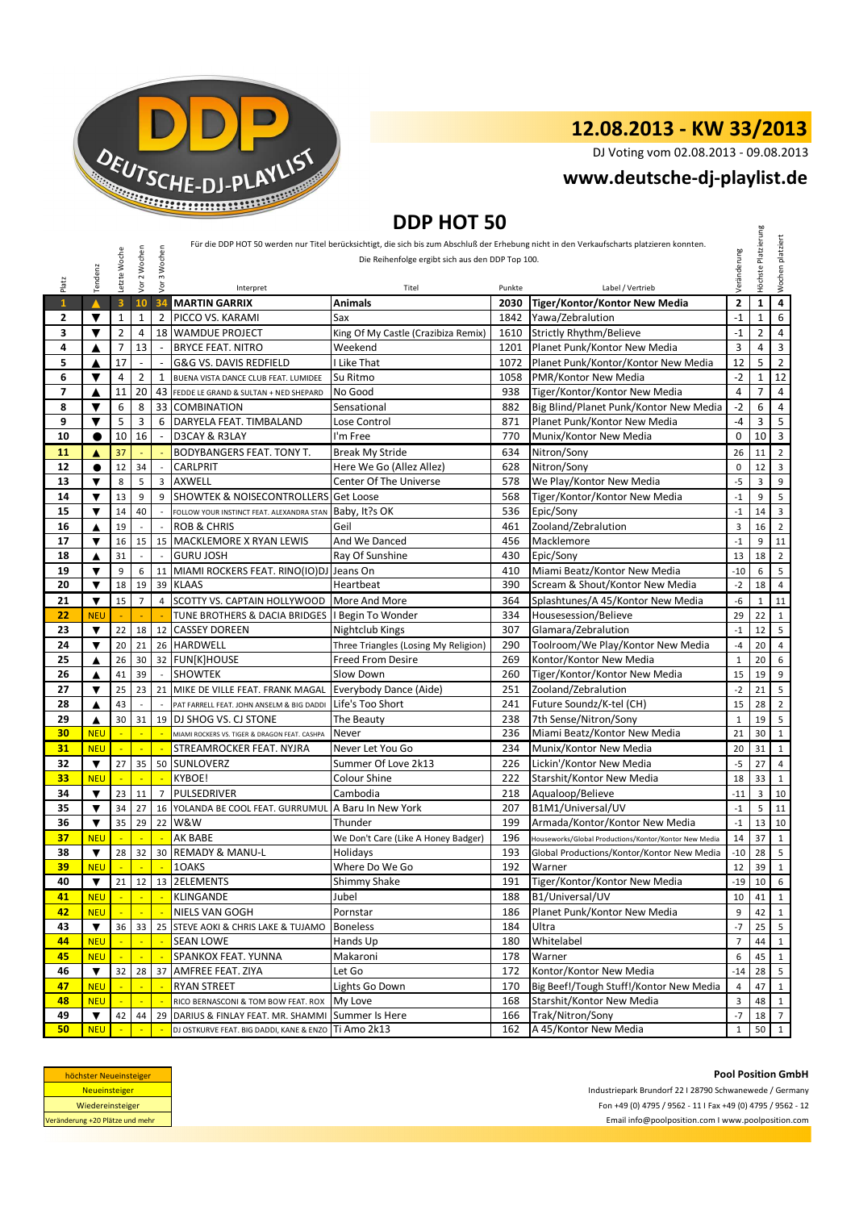# 12.08.2013 - KW 33/2013

DJ Voting vom 02.08.2013 - 09.08.2013

## www.deutsche-dj-playlist.de

## DDP HOT 50

Für die DDP HOT 50 werden nur Titel berücksichtigt, die sich bis zum Abschluß der Erhebung nicht in den Verkaufscharts platzieren konnten.

Die Reihenfolge ergibt sich aus den DDP Top 100.

| Platz | Tendenz | Letzte Woche | Vor 2 Wochen | Vor 3 Wochen | Interpret | Titel | Punkte | Label / Vertrieb | Veränderung | Höchste Platzierung | Wochen platziert |
|---|---|---|---|---|---|---|---|---|---|---|---|
| 1 | ▲ | 3 | 10 | 34 | MARTIN GARRIX | Animals | 2030 | Tiger/Kontor/Kontor New Media | 2 | 1 | 4 |
| 2 | ▼ | 1 | 1 | 2 | PICCO VS. KARAMI | Sax | 1842 | Yawa/Zebralution | -1 | 1 | 6 |
| 3 | ▼ | 2 | 4 | 18 | WAMDUE PROJECT | King Of My Castle (Crazibiza Remix) | 1610 | Strictly Rhythm/Believe | -1 | 2 | 4 |
| 4 | ▲ | 7 | 13 | - | BRYCE FEAT. NITRO | Weekend | 1201 | Planet Punk/Kontor New Media | 3 | 4 | 3 |
| 5 | ▲ | 17 | - | - | G&G VS. DAVIS REDFIELD | I Like That | 1072 | Planet Punk/Kontor/Kontor New Media | 12 | 5 | 2 |
| 6 | ▼ | 4 | 2 | 1 | BUENA VISTA DANCE CLUB FEAT. LUMIDEE | Su Ritmo | 1058 | PMR/Kontor New Media | -2 | 1 | 12 |
| 7 | ▲ | 11 | 20 | 43 | FEDDE LE GRAND & SULTAN + NED SHEPARD | No Good | 938 | Tiger/Kontor/Kontor New Media | 4 | 7 | 4 |
| 8 | ▼ | 6 | 8 | 33 | COMBINATION | Sensational | 882 | Big Blind/Planet Punk/Kontor New Media | -2 | 6 | 4 |
| 9 | ▼ | 5 | 3 | 6 | DARYELA FEAT. TIMBALAND | Lose Control | 871 | Planet Punk/Kontor New Media | -4 | 3 | 5 |
| 10 | ● | 10 | 16 | - | D3CAY & R3LAY | I'm Free | 770 | Munix/Kontor New Media | 0 | 10 | 3 |
| 11 | ▲ | 37 | - | - | BODYBANGERS FEAT. TONY T. | Break My Stride | 634 | Nitron/Sony | 26 | 11 | 2 |
| 12 | ● | 12 | 34 | - | CARLPRIT | Here We Go (Allez Allez) | 628 | Nitron/Sony | 0 | 12 | 3 |
| 13 | ▼ | 8 | 5 | 3 | AXWELL | Center Of The Universe | 578 | We Play/Kontor New Media | -5 | 3 | 9 |
| 14 | ▼ | 13 | 9 | 9 | SHOWTEK & NOISECONTROLLERS | Get Loose | 568 | Tiger/Kontor/Kontor New Media | -1 | 9 | 5 |
| 15 | ▼ | 14 | 40 | - | FOLLOW YOUR INSTINCT FEAT. ALEXANDRA STAN | Baby, It's OK | 536 | Epic/Sony | -1 | 14 | 3 |
| 16 | ▲ | 19 | - | - | ROB & CHRIS | Geil | 461 | Zooland/Zebralution | 3 | 16 | 2 |
| 17 | ▼ | 16 | 15 | 15 | MACKLEMORE X RYAN LEWIS | And We Danced | 456 | Macklemore | -1 | 9 | 11 |
| 18 | ▲ | 31 | - | - | GURU JOSH | Ray Of Sunshine | 430 | Epic/Sony | 13 | 18 | 2 |
| 19 | ▼ | 9 | 6 | 11 | MIAMI ROCKERS FEAT. RINO(IO)DJ | Jeans On | 410 | Miami Beatz/Kontor New Media | -10 | 6 | 5 |
| 20 | ▼ | 18 | 19 | 39 | KLAAS | Heartbeat | 390 | Scream & Shout/Kontor New Media | -2 | 18 | 4 |
| 21 | ▼ | 15 | 7 | 4 | SCOTTY VS. CAPTAIN HOLLYWOOD | More And More | 364 | Splashtunes/A 45/Kontor New Media | -6 | 1 | 11 |
| 22 | NEU | - | - | - | TUNE BROTHERS & DACIA BRIDGES | I Begin To Wonder | 334 | Housesession/Believe | 29 | 22 | 1 |
| 23 | ▼ | 22 | 18 | 12 | CASSEY DOREEN | Nightclub Kings | 307 | Glamara/Zebralution | -1 | 12 | 5 |
| 24 | ▼ | 20 | 21 | 26 | HARDWELL | Three Triangles (Losing My Religion) | 290 | Toolroom/We Play/Kontor New Media | -4 | 20 | 4 |
| 25 | ▲ | 26 | 30 | 32 | FUN[K]HOUSE | Freed From Desire | 269 | Kontor/Kontor New Media | 1 | 20 | 6 |
| 26 | ▲ | 41 | 39 | - | SHOWTEK | Slow Down | 260 | Tiger/Kontor/Kontor New Media | 15 | 19 | 9 |
| 27 | ▼ | 25 | 23 | 21 | MIKE DE VILLE FEAT. FRANK MAGAL | Everybody Dance (Aide) | 251 | Zooland/Zebralution | -2 | 21 | 5 |
| 28 | ▲ | 43 | - | - | PAT FARRELL FEAT. JOHN ANSELM & BIG DADDI | Life's Too Short | 241 | Future Soundz/K-tel (CH) | 15 | 28 | 2 |
| 29 | ▲ | 30 | 31 | 19 | DJ SHOG VS. CJ STONE | The Beauty | 238 | 7th Sense/Nitron/Sony | 1 | 19 | 5 |
| 30 | NEU | - | - | - | MIAMI ROCKERS VS. TIGER & DRAGON FEAT. CASHPA | Never | 236 | Miami Beatz/Kontor New Media | 21 | 30 | 1 |
| 31 | NEU | - | - | - | STREAMROCKER FEAT. NYJRA | Never Let You Go | 234 | Munix/Kontor New Media | 20 | 31 | 1 |
| 32 | ▼ | 27 | 35 | 50 | SUNLOVERZ | Summer Of Love 2k13 | 226 | Lickin'/Kontor New Media | -5 | 27 | 4 |
| 33 | NEU | - | - | - | KYBOE! | Colour Shine | 222 | Starshit/Kontor New Media | 18 | 33 | 1 |
| 34 | ▼ | 23 | 11 | 7 | PULSEDRIVER | Cambodia | 218 | Aqualoop/Believe | -11 | 3 | 10 |
| 35 | ▼ | 34 | 27 | 16 | YOLANDA BE COOL FEAT. GURRUMUL | A Baru In New York | 207 | B1M1/Universal/UV | -1 | 5 | 11 |
| 36 | ▼ | 35 | 29 | 22 | W&W | Thunder | 199 | Armada/Kontor/Kontor New Media | -1 | 13 | 10 |
| 37 | NEU | - | - | - | AK BABE | We Don't Care (Like A Honey Badger) | 196 | Houseworks/Global Productions/Kontor/Kontor New Media | 14 | 37 | 1 |
| 38 | ▼ | 28 | 32 | 30 | REMADY & MANU-L | Holidays | 193 | Global Productions/Kontor/Kontor New Media | -10 | 28 | 5 |
| 39 | NEU | - | - | - | 1OAKS | Where Do We Go | 192 | Warner | 12 | 39 | 1 |
| 40 | ▼ | 21 | 12 | 13 | 2ELEMENTS | Shimmy Shake | 191 | Tiger/Kontor/Kontor New Media | -19 | 10 | 6 |
| 41 | NEU | - | - | - | KLINGANDE | Jubel | 188 | B1/Universal/UV | 10 | 41 | 1 |
| 42 | NEU | - | - | - | NIELS VAN GOGH | Pornstar | 186 | Planet Punk/Kontor New Media | 9 | 42 | 1 |
| 43 | ▼ | 36 | 33 | 25 | STEVE AOKI & CHRIS LAKE & TUJAMO | Boneless | 184 | Ultra | -7 | 25 | 5 |
| 44 | NEU | - | - | - | SEAN LOWE | Hands Up | 180 | Whitelabel | 7 | 44 | 1 |
| 45 | NEU | - | - | - | SPANKOX FEAT. YUNNA | Makaroni | 178 | Warner | 6 | 45 | 1 |
| 46 | ▼ | 32 | 28 | 37 | AMFREE FEAT. ZIYA | Let Go | 172 | Kontor/Kontor New Media | -14 | 28 | 5 |
| 47 | NEU | - | - | - | RYAN STREET | Lights Go Down | 170 | Big Beef!/Tough Stuff!/Kontor New Media | 4 | 47 | 1 |
| 48 | NEU | - | - | - | RICO BERNASCONI & TOM BOW FEAT. ROX | My Love | 168 | Starshit/Kontor New Media | 3 | 48 | 1 |
| 49 | ▼ | 42 | 44 | 29 | DARIUS & FINLAY FEAT. MR. SHAMMI | Summer Is Here | 166 | Trak/Nitron/Sony | -7 | 18 | 7 |
| 50 | NEU | - | - | - | DJ OSTKURVE FEAT. BIG DADDI, KANE & ENZO | Ti Amo 2k13 | 162 | A 45/Kontor New Media | 1 | 50 | 1 |

| Legende |
|---|
| höchster Neueinsteiger |
| Neueinsteiger |
| Wiedereinsteiger |
| Veränderung +20 Plätze und mehr |

**Pool Position GmbH**

Industriepark Brundorf 22 I 28790 Schwanewede / Germany

Fon +49 (0) 4795 / 9562 - 11 I Fax +49 (0) 4795 / 9562 - 12

Email info@poolposition.com I www.poolposition.com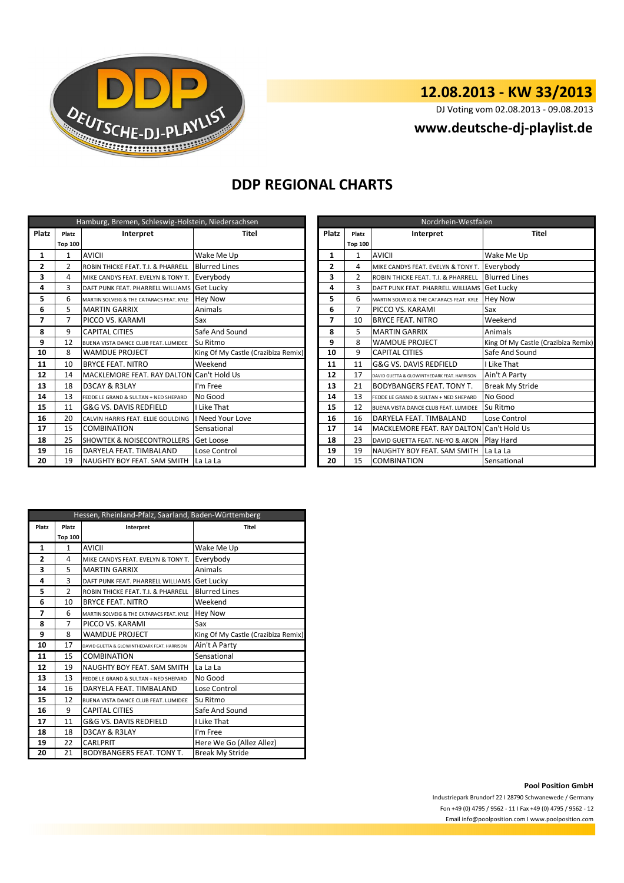# 12.08.2013 - KW 33/2013

DJ Voting vom 02.08.2013 - 09.08.2013

## www.deutsche-dj-playlist.de

## DDP REGIONAL CHARTS

| Hamburg, Bremen, Schleswig-Holstein, Niedersachsen | | | |
|---|---|---|---|
| Platz | Platz Top 100 | Interpret | Titel |
| 1 | 1 | AVICII | Wake Me Up |
| 2 | 2 | ROBIN THICKE FEAT. T.I. & PHARRELL | Blurred Lines |
| 3 | 4 | MIKE CANDYS FEAT. EVELYN & TONY T. | Everybody |
| 4 | 3 | DAFT PUNK FEAT. PHARRELL WILLIAMS | Get Lucky |
| 5 | 6 | MARTIN SOLVEIG & THE CATARACS FEAT. KYLE | Hey Now |
| 6 | 5 | MARTIN GARRIX | Animals |
| 7 | 7 | PICCO VS. KARAMI | Sax |
| 8 | 9 | CAPITAL CITIES | Safe And Sound |
| 9 | 12 | BUENA VISTA DANCE CLUB FEAT. LUMIDEE | Su Ritmo |
| 10 | 8 | WAMDUE PROJECT | King Of My Castle (Crazibiza Remix) |
| 11 | 10 | BRYCE FEAT. NITRO | Weekend |
| 12 | 14 | MACKLEMORE FEAT. RAY DALTON | Can't Hold Us |
| 13 | 18 | D3CAY & R3LAY | I'm Free |
| 14 | 13 | FEDDE LE GRAND & SULTAN + NED SHEPARD | No Good |
| 15 | 11 | G&G VS. DAVIS REDFIELD | I Like That |
| 16 | 20 | CALVIN HARRIS FEAT. ELLIE GOULDING | I Need Your Love |
| 17 | 15 | COMBINATION | Sensational |
| 18 | 25 | SHOWTEK & NOISECONTROLLERS | Get Loose |
| 19 | 16 | DARYELA FEAT. TIMBALAND | Lose Control |
| 20 | 19 | NAUGHTY BOY FEAT. SAM SMITH | La La La |

| Nordrhein-Westfalen | | | |
|---|---|---|---|
| Platz | Platz Top 100 | Interpret | Titel |
| 1 | 1 | AVICII | Wake Me Up |
| 2 | 4 | MIKE CANDYS FEAT. EVELYN & TONY T. | Everybody |
| 3 | 2 | ROBIN THICKE FEAT. T.I. & PHARRELL | Blurred Lines |
| 4 | 3 | DAFT PUNK FEAT. PHARRELL WILLIAMS | Get Lucky |
| 5 | 6 | MARTIN SOLVEIG & THE CATARACS FEAT. KYLE | Hey Now |
| 6 | 7 | PICCO VS. KARAMI | Sax |
| 7 | 10 | BRYCE FEAT. NITRO | Weekend |
| 8 | 5 | MARTIN GARRIX | Animals |
| 9 | 8 | WAMDUE PROJECT | King Of My Castle (Crazibiza Remix) |
| 10 | 9 | CAPITAL CITIES | Safe And Sound |
| 11 | 11 | G&G VS. DAVIS REDFIELD | I Like That |
| 12 | 17 | DAVID GUETTA & GLOWINTHEDARK FEAT. HARRISON | Ain't A Party |
| 13 | 21 | BODYBANGERS FEAT. TONY T. | Break My Stride |
| 14 | 13 | FEDDE LE GRAND & SULTAN + NED SHEPARD | No Good |
| 15 | 12 | BUENA VISTA DANCE CLUB FEAT. LUMIDEE | Su Ritmo |
| 16 | 16 | DARYELA FEAT. TIMBALAND | Lose Control |
| 17 | 14 | MACKLEMORE FEAT. RAY DALTON | Can't Hold Us |
| 18 | 23 | DAVID GUETTA FEAT. NE-YO & AKON | Play Hard |
| 19 | 19 | NAUGHTY BOY FEAT. SAM SMITH | La La La |
| 20 | 15 | COMBINATION | Sensational |

| Hessen, Rheinland-Pfalz, Saarland, Baden-Württemberg | | | |
|---|---|---|---|
| Platz | Platz Top 100 | Interpret | Titel |
| 1 | 1 | AVICII | Wake Me Up |
| 2 | 4 | MIKE CANDYS FEAT. EVELYN & TONY T. | Everybody |
| 3 | 5 | MARTIN GARRIX | Animals |
| 4 | 3 | DAFT PUNK FEAT. PHARRELL WILLIAMS | Get Lucky |
| 5 | 2 | ROBIN THICKE FEAT. T.I. & PHARRELL | Blurred Lines |
| 6 | 10 | BRYCE FEAT. NITRO | Weekend |
| 7 | 6 | MARTIN SOLVEIG & THE CATARACS FEAT. KYLE | Hey Now |
| 8 | 7 | PICCO VS. KARAMI | Sax |
| 9 | 8 | WAMDUE PROJECT | King Of My Castle (Crazibiza Remix) |
| 10 | 17 | DAVID GUETTA & GLOWINTHEDARK FEAT. HARRISON | Ain't A Party |
| 11 | 15 | COMBINATION | Sensational |
| 12 | 19 | NAUGHTY BOY FEAT. SAM SMITH | La La La |
| 13 | 13 | FEDDE LE GRAND & SULTAN + NED SHEPARD | No Good |
| 14 | 16 | DARYELA FEAT. TIMBALAND | Lose Control |
| 15 | 12 | BUENA VISTA DANCE CLUB FEAT. LUMIDEE | Su Ritmo |
| 16 | 9 | CAPITAL CITIES | Safe And Sound |
| 17 | 11 | G&G VS. DAVIS REDFIELD | I Like That |
| 18 | 18 | D3CAY & R3LAY | I'm Free |
| 19 | 22 | CARLPRIT | Here We Go (Allez Allez) |
| 20 | 21 | BODYBANGERS FEAT. TONY T. | Break My Stride |

**Pool Position GmbH**

Industriepark Brundorf 22 I 28790 Schwanewede / Germany

Fon +49 (0) 4795 / 9562 - 11 I Fax +49 (0) 4795 / 9562 - 12

Email info@poolposition.com I www.poolposition.com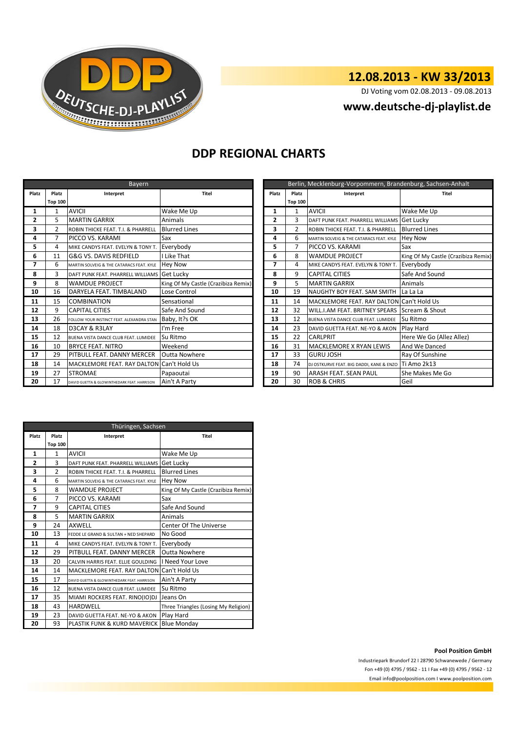DEUTSCHE-DJ-PLAYLIST

## 12.08.2013 - KW 33/2013

DJ Voting vom 02.08.2013 - 09.08.2013

**www.deutsche-dj-playlist.de**

# DDP REGIONAL CHARTS

| Bayern | | | |
|---|---|---|---|
| **Platz** | **Platz Top 100** | **Interpret** | **Titel** |
| 1 | 1 | AVICII | Wake Me Up |
| 2 | 5 | MARTIN GARRIX | Animals |
| 3 | 2 | ROBIN THICKE FEAT. T.I. & PHARRELL | Blurred Lines |
| 4 | 7 | PICCO VS. KARAMI | Sax |
| 5 | 4 | MIKE CANDYS FEAT. EVELYN & TONY T. | Everybody |
| 6 | 11 | G&G VS. DAVIS REDFIELD | I Like That |
| 7 | 6 | MARTIN SOLVEIG & THE CATARACS FEAT. KYLE | Hey Now |
| 8 | 3 | DAFT PUNK FEAT. PHARRELL WILLIAMS | Get Lucky |
| 9 | 8 | WAMDUE PROJECT | King Of My Castle (Crazibiza Remix) |
| 10 | 16 | DARYELA FEAT. TIMBALAND | Lose Control |
| 11 | 15 | COMBINATION | Sensational |
| 12 | 9 | CAPITAL CITIES | Safe And Sound |
| 13 | 26 | FOLLOW YOUR INSTINCT FEAT. ALEXANDRA STAN | Baby, It?s OK |
| 14 | 18 | D3CAY & R3LAY | I'm Free |
| 15 | 12 | BUENA VISTA DANCE CLUB FEAT. LUMIDEE | Su Ritmo |
| 16 | 10 | BRYCE FEAT. NITRO | Weekend |
| 17 | 29 | PITBULL FEAT. DANNY MERCER | Outta Nowhere |
| 18 | 14 | MACKLEMORE FEAT. RAY DALTON | Can't Hold Us |
| 19 | 27 | STROMAE | Papaoutai |
| 20 | 17 | DAVID GUETTA & GLOWINTHEDARK FEAT. HARRISON | Ain't A Party |

| Berlin, Mecklenburg-Vorpommern, Brandenburg, Sachsen-Anhalt | | | |
|---|---|---|---|
| **Platz** | **Platz Top 100** | **Interpret** | **Titel** |
| 1 | 1 | AVICII | Wake Me Up |
| 2 | 3 | DAFT PUNK FEAT. PHARRELL WILLIAMS | Get Lucky |
| 3 | 2 | ROBIN THICKE FEAT. T.I. & PHARRELL | Blurred Lines |
| 4 | 6 | MARTIN SOLVEIG & THE CATARACS FEAT. KYLE | Hey Now |
| 5 | 7 | PICCO VS. KARAMI | Sax |
| 6 | 8 | WAMDUE PROJECT | King Of My Castle (Crazibiza Remix) |
| 7 | 4 | MIKE CANDYS FEAT. EVELYN & TONY T. | Everybody |
| 8 | 9 | CAPITAL CITIES | Safe And Sound |
| 9 | 5 | MARTIN GARRIX | Animals |
| 10 | 19 | NAUGHTY BOY FEAT. SAM SMITH | La La La |
| 11 | 14 | MACKLEMORE FEAT. RAY DALTON | Can't Hold Us |
| 12 | 32 | WILL.I.AM FEAT. BRITNEY SPEARS | Scream & Shout |
| 13 | 12 | BUENA VISTA DANCE CLUB FEAT. LUMIDEE | Su Ritmo |
| 14 | 23 | DAVID GUETTA FEAT. NE-YO & AKON | Play Hard |
| 15 | 22 | CARLPRIT | Here We Go (Allez Allez) |
| 16 | 31 | MACKLEMORE X RYAN LEWIS | And We Danced |
| 17 | 33 | GURU JOSH | Ray Of Sunshine |
| 18 | 74 | DJ OSTKURVE FEAT. BIG DADDI, KANE & ENZO | Ti Amo 2k13 |
| 19 | 90 | ARASH FEAT. SEAN PAUL | She Makes Me Go |
| 20 | 30 | ROB & CHRIS | Geil |

| Thüringen, Sachsen | | | |
|---|---|---|---|
| **Platz** | **Platz Top 100** | **Interpret** | **Titel** |
| 1 | 1 | AVICII | Wake Me Up |
| 2 | 3 | DAFT PUNK FEAT. PHARRELL WILLIAMS | Get Lucky |
| 3 | 2 | ROBIN THICKE FEAT. T.I. & PHARRELL | Blurred Lines |
| 4 | 6 | MARTIN SOLVEIG & THE CATARACS FEAT. KYLE | Hey Now |
| 5 | 8 | WAMDUE PROJECT | King Of My Castle (Crazibiza Remix) |
| 6 | 7 | PICCO VS. KARAMI | Sax |
| 7 | 9 | CAPITAL CITIES | Safe And Sound |
| 8 | 5 | MARTIN GARRIX | Animals |
| 9 | 24 | AXWELL | Center Of The Universe |
| 10 | 13 | FEDDE LE GRAND & SULTAN + NED SHEPARD | No Good |
| 11 | 4 | MIKE CANDYS FEAT. EVELYN & TONY T. | Everybody |
| 12 | 29 | PITBULL FEAT. DANNY MERCER | Outta Nowhere |
| 13 | 20 | CALVIN HARRIS FEAT. ELLIE GOULDING | I Need Your Love |
| 14 | 14 | MACKLEMORE FEAT. RAY DALTON | Can't Hold Us |
| 15 | 17 | DAVID GUETTA & GLOWINTHEDARK FEAT. HARRISON | Ain't A Party |
| 16 | 12 | BUENA VISTA DANCE CLUB FEAT. LUMIDEE | Su Ritmo |
| 17 | 35 | MIAMI ROCKERS FEAT. RINO(IO)DJ | Jeans On |
| 18 | 43 | HARDWELL | Three Triangles (Losing My Religion) |
| 19 | 23 | DAVID GUETTA FEAT. NE-YO & AKON | Play Hard |
| 20 | 93 | PLASTIK FUNK & KURD MAVERICK | Blue Monday |

**Pool Position GmbH**

Industriepark Brundorf 22 I 28790 Schwanewede / Germany

Fon +49 (0) 4795 / 9562 - 11 I Fax +49 (0) 4795 / 9562 - 12

Email info@poolposition.com I www.poolposition.com